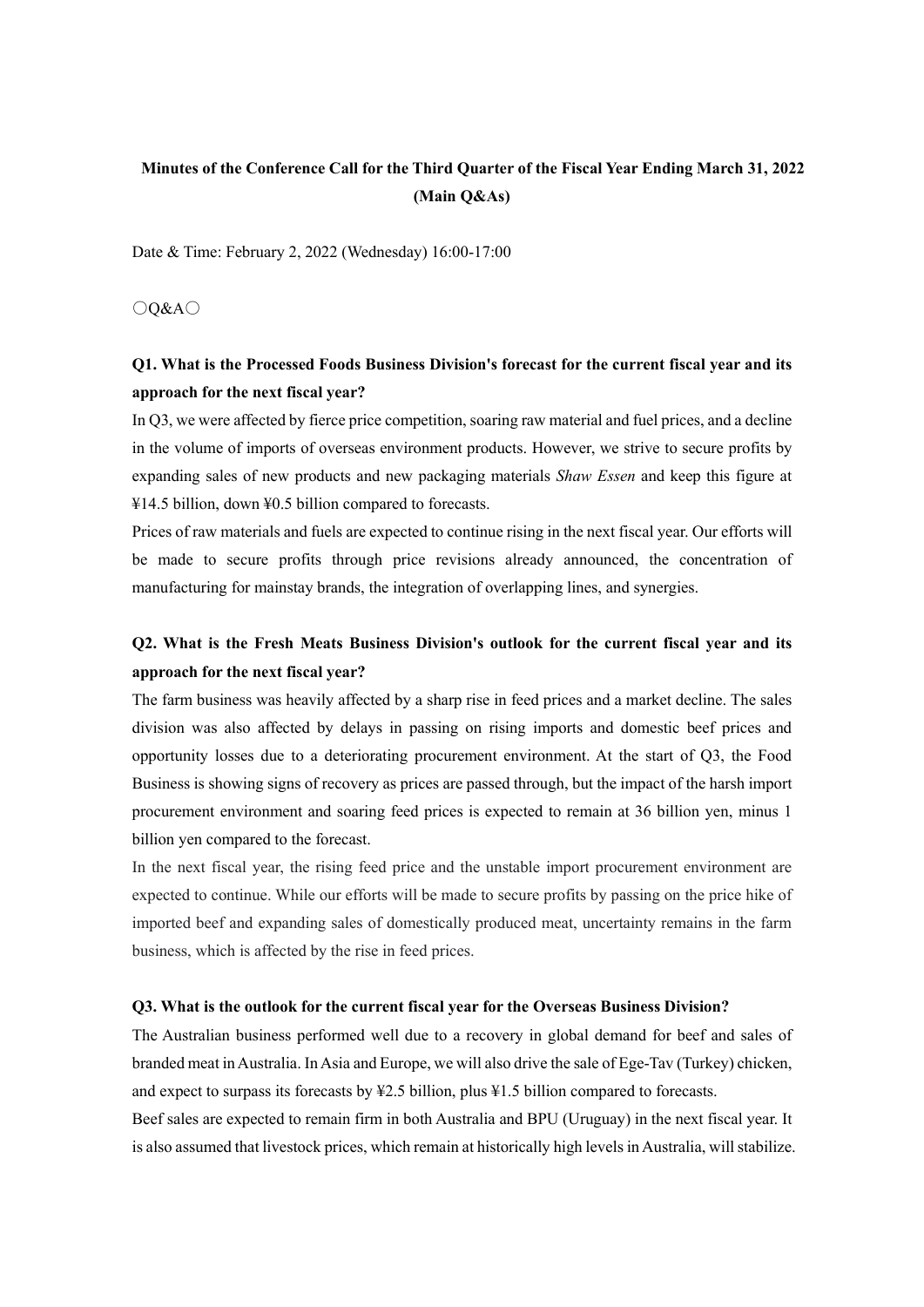**Minutes of the Conference Call for the Third Quarter of the Fiscal Year Ending March 31, 2022 (Main Q&As)**

Date & Time: February 2, 2022 (Wednesday) 16:00-17:00

○Q&A○

**Q1. What is the Processed Foods Business Division's forecast for the current fiscal year and its approach for the next fiscal year?**

In Q3, we were affected by fierce price competition, soaring raw material and fuel prices, and a decline in the volume of imports of overseas environment products. However, we strive to secure profits by expanding sales of new products and new packaging materials *Shaw Essen* and keep this figure at ¥14.5 billion, down ¥0.5 billion compared to forecasts.

Prices of raw materials and fuels are expected to continue rising in the next fiscal year. Our efforts will be made to secure profits through price revisions already announced, the concentration of manufacturing for mainstay brands, the integration of overlapping lines, and synergies.

**Q2. What is the Fresh Meats Business Division's outlook for the current fiscal year and its approach for the next fiscal year?**

The farm business was heavily affected by a sharp rise in feed prices and a market decline. The sales division was also affected by delays in passing on rising imports and domestic beef prices and opportunity losses due to a deteriorating procurement environment. At the start of Q3, the Food Business is showing signs of recovery as prices are passed through, but the impact of the harsh import procurement environment and soaring feed prices is expected to remain at 36 billion yen, minus 1 billion yen compared to the forecast.

In the next fiscal year, the rising feed price and the unstable import procurement environment are expected to continue. While our efforts will be made to secure profits by passing on the price hike of imported beef and expanding sales of domestically produced meat, uncertainty remains in the farm business, which is affected by the rise in feed prices.

**Q3. What is the outlook for the current fiscal year for the Overseas Business Division?**

The Australian business performed well due to a recovery in global demand for beef and sales of branded meat in Australia. In Asia and Europe, we will also drive the sale of Ege-Tav (Turkey) chicken, and expect to surpass its forecasts by ¥2.5 billion, plus ¥1.5 billion compared to forecasts.

Beef sales are expected to remain firm in both Australia and BPU (Uruguay) in the next fiscal year. It is also assumed that livestock prices, which remain at historically high levels in Australia, will stabilize.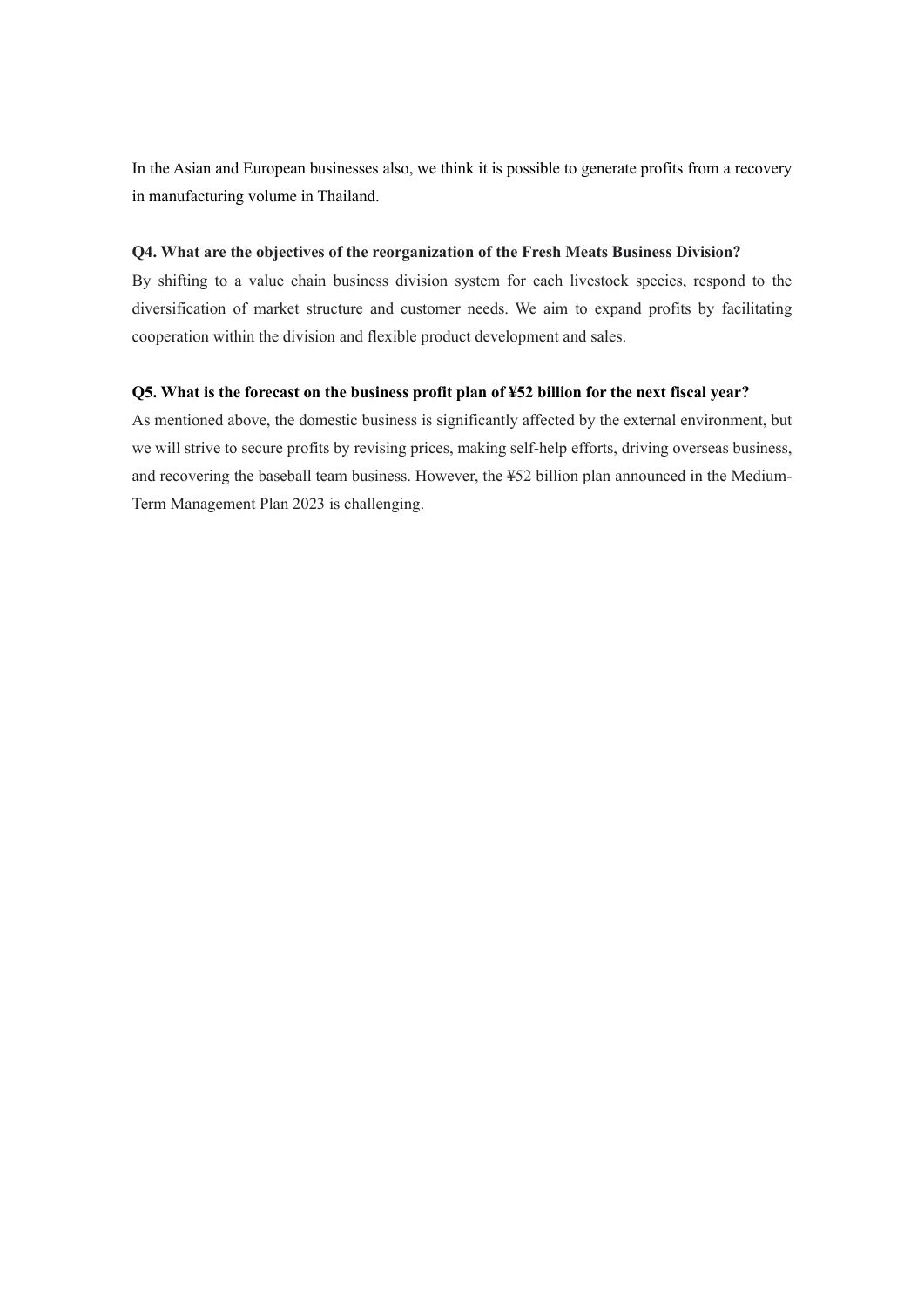In the Asian and European businesses also, we think it is possible to generate profits from a recovery in manufacturing volume in Thailand.

**Q4. What are the objectives of the reorganization of the Fresh Meats Business Division?**

By shifting to a value chain business division system for each livestock species, respond to the diversification of market structure and customer needs. We aim to expand profits by facilitating cooperation within the division and flexible product development and sales.

**Q5. What is the forecast on the business profit plan of ¥52 billion for the next fiscal year?**

As mentioned above, the domestic business is significantly affected by the external environment, but we will strive to secure profits by revising prices, making self-help efforts, driving overseas business, and recovering the baseball team business. However, the ¥52 billion plan announced in the Medium-Term Management Plan 2023 is challenging.